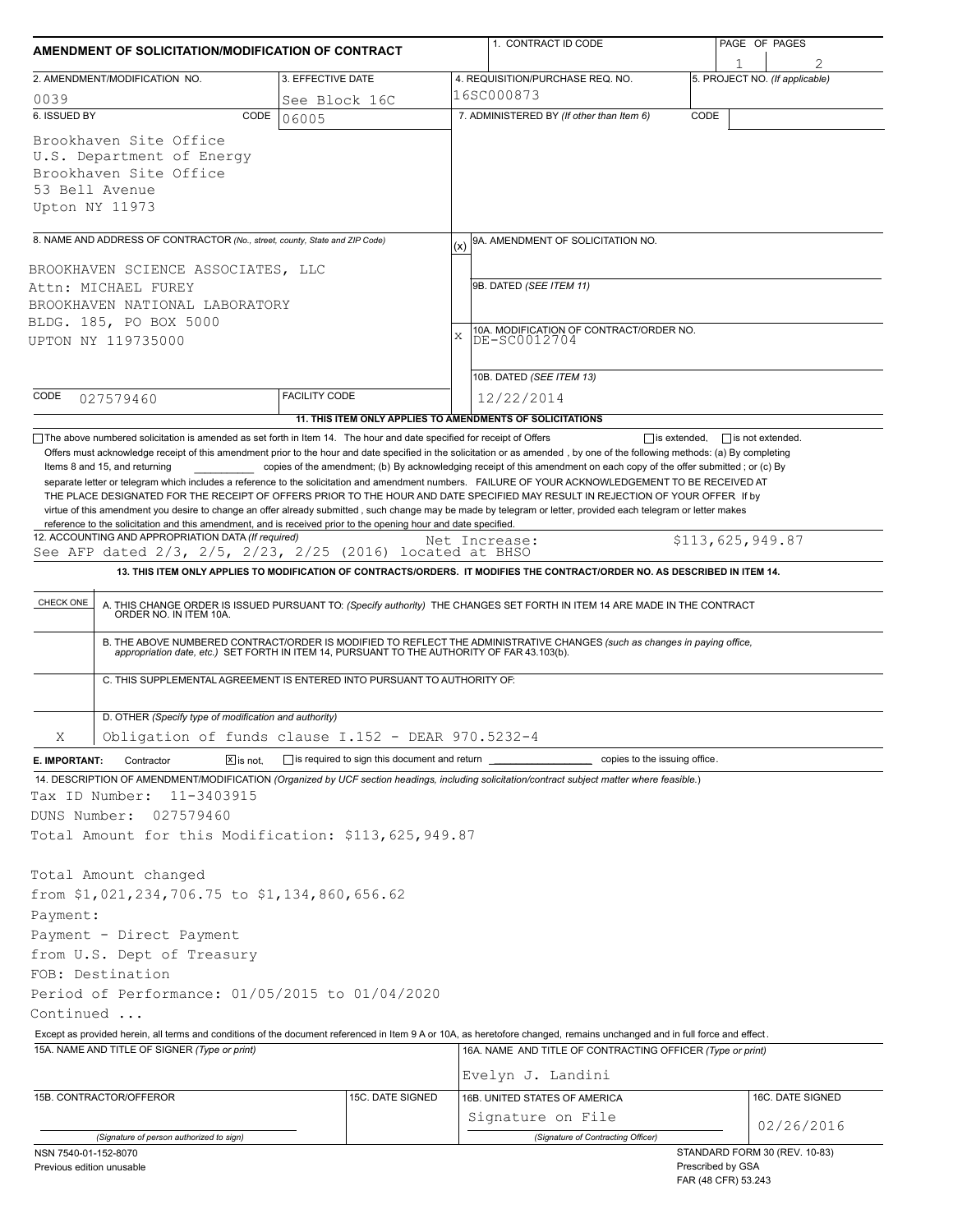# AMENDMENT OF SOLICITATION/MODIFICATION OF CONTRACT

| 1. CONTRACT ID CODE | PAGE OF PAGES |
|---|---|
| | 1 of 2 |

| 2. AMENDMENT/MODIFICATION NO. | 3. EFFECTIVE DATE | 4. REQUISITION/PURCHASE REQ. NO. | 5. PROJECT NO. (If applicable) |
|---|---|---|---|
| 0039 | See Block 16C | 16SC000873 | |

**6. ISSUED BY** CODE 06005

Brookhaven Site Office
U.S. Department of Energy
Brookhaven Site Office
53 Bell Avenue
Upton NY 11973

**7. ADMINISTERED BY** (If other than Item 6) CODE

**8. NAME AND ADDRESS OF CONTRACTOR** (No., street, county, State and ZIP Code)

BROOKHAVEN SCIENCE ASSOCIATES, LLC
Attn: MICHAEL FUREY
BROOKHAVEN NATIONAL LABORATORY
BLDG. 185, PO BOX 5000
UPTON NY 119735000

CODE 027579460 FACILITY CODE

(x) 9A. AMENDMENT OF SOLICITATION NO.

9B. DATED (SEE ITEM 11)

X 10A. MODIFICATION OF CONTRACT/ORDER NO. DE-SC0012704

10B. DATED (SEE ITEM 13) 12/22/2014

**11. THIS ITEM ONLY APPLIES TO AMENDMENTS OF SOLICITATIONS**

☐ The above numbered solicitation is amended as set forth in Item 14. The hour and date specified for receipt of Offers ☐ is extended, ☐ is not extended.

Offers must acknowledge receipt of this amendment prior to the hour and date specified in the solicitation or as amended , by one of the following methods: (a) By completing Items 8 and 15, and returning \_\_\_\_\_\_\_ copies of the amendment; (b) By acknowledging receipt of this amendment on each copy of the offer submitted ; or (c) By separate letter or telegram which includes a reference to the solicitation and amendment numbers. FAILURE OF YOUR ACKNOWLEDGEMENT TO BE RECEIVED AT THE PLACE DESIGNATED FOR THE RECEIPT OF OFFERS PRIOR TO THE HOUR AND DATE SPECIFIED MAY RESULT IN REJECTION OF YOUR OFFER If by virtue of this amendment you desire to change an offer already submitted , such change may be made by telegram or letter, provided each telegram or letter makes reference to the solicitation and this amendment, and is received prior to the opening hour and date specified.

**12. ACCOUNTING AND APPROPRIATION DATA** (If required)
See AFP dated 2/3, 2/5, 2/23, 2/25 (2016) located at BHSO — Net Increase: $113,625,949.87

**13. THIS ITEM ONLY APPLIES TO MODIFICATION OF CONTRACTS/ORDERS. IT MODIFIES THE CONTRACT/ORDER NO. AS DESCRIBED IN ITEM 14.**

| CHECK ONE | |
|---|---|
| | A. THIS CHANGE ORDER IS ISSUED PURSUANT TO: (Specify authority) THE CHANGES SET FORTH IN ITEM 14 ARE MADE IN THE CONTRACT ORDER NO. IN ITEM 10A. |
| | B. THE ABOVE NUMBERED CONTRACT/ORDER IS MODIFIED TO REFLECT THE ADMINISTRATIVE CHANGES (such as changes in paying office, appropriation date, etc.) SET FORTH IN ITEM 14, PURSUANT TO THE AUTHORITY OF FAR 43.103(b). |
| | C. THIS SUPPLEMENTAL AGREEMENT IS ENTERED INTO PURSUANT TO AUTHORITY OF: |
| X | D. OTHER (Specify type of modification and authority) Obligation of funds clause I.152 - DEAR 970.5232-4 |

**E. IMPORTANT:** Contractor ☒ is not, ☐ is required to sign this document and return \_\_\_\_\_\_\_ copies to the issuing office.

**14. DESCRIPTION OF AMENDMENT/MODIFICATION** (Organized by UCF section headings, including solicitation/contract subject matter where feasible.)

Tax ID Number: 11-3403915
DUNS Number: 027579460
Total Amount for this Modification: $113,625,949.87

Total Amount changed
from $1,021,234,706.75 to $1,134,860,656.62
Payment:
Payment - Direct Payment
from U.S. Dept of Treasury
FOB: Destination
Period of Performance: 01/05/2015 to 01/04/2020
Continued ...

Except as provided herein, all terms and conditions of the document referenced in Item 9 A or 10A, as heretofore changed, remains unchanged and in full force and effect.

| 15A. NAME AND TITLE OF SIGNER (Type or print) | | 16A. NAME AND TITLE OF CONTRACTING OFFICER (Type or print) | |
|---|---|---|---|
| | | Evelyn J. Landini | |
| 15B. CONTRACTOR/OFFEROR | 15C. DATE SIGNED | 16B. UNITED STATES OF AMERICA | 16C. DATE SIGNED |
| (Signature of person authorized to sign) | | Signature on File (Signature of Contracting Officer) | 02/26/2016 |

NSN 7540-01-152-8070
Previous edition unusable

STANDARD FORM 30 (REV. 10-83)
Prescribed by GSA
FAR (48 CFR) 53.243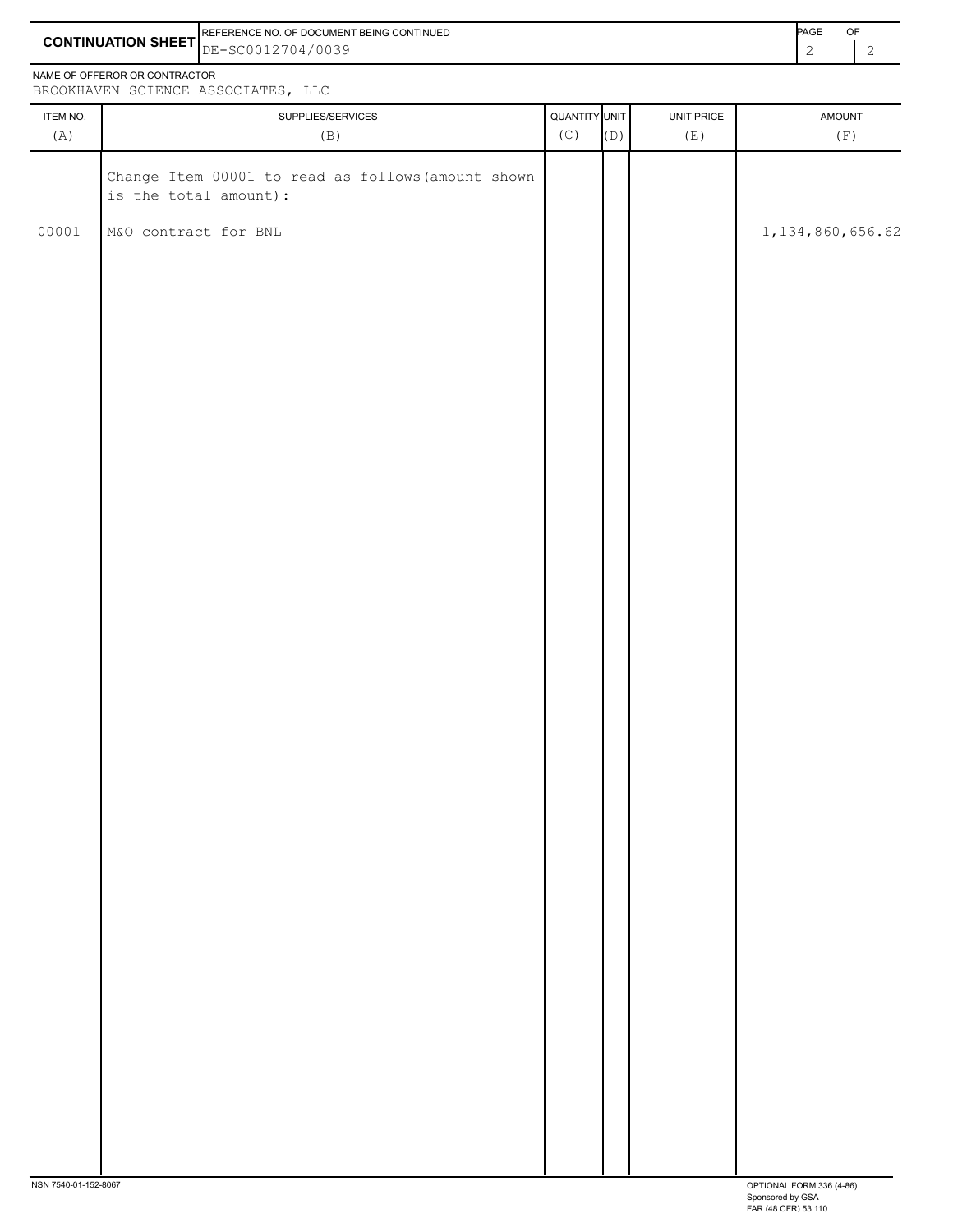**CONTINUATION SHEET**

REFERENCE NO. OF DOCUMENT BEING CONTINUED
DE-SC0012704/0039

NAME OF OFFEROR OR CONTRACTOR
BROOKHAVEN SCIENCE ASSOCIATES, LLC

| ITEM NO. (A) | SUPPLIES/SERVICES (B) | QUANTITY (C) | UNIT (D) | UNIT PRICE (E) | AMOUNT (F) |
|---|---|---|---|---|---|
| | Change Item 00001 to read as follows(amount shown is the total amount): | | | | |
| 00001 | M&O contract for BNL | | | | 1,134,860,656.62 |

NSN 7540-01-152-8067

OPTIONAL FORM 336 (4-86)
Sponsored by GSA
FAR (48 CFR) 53.110